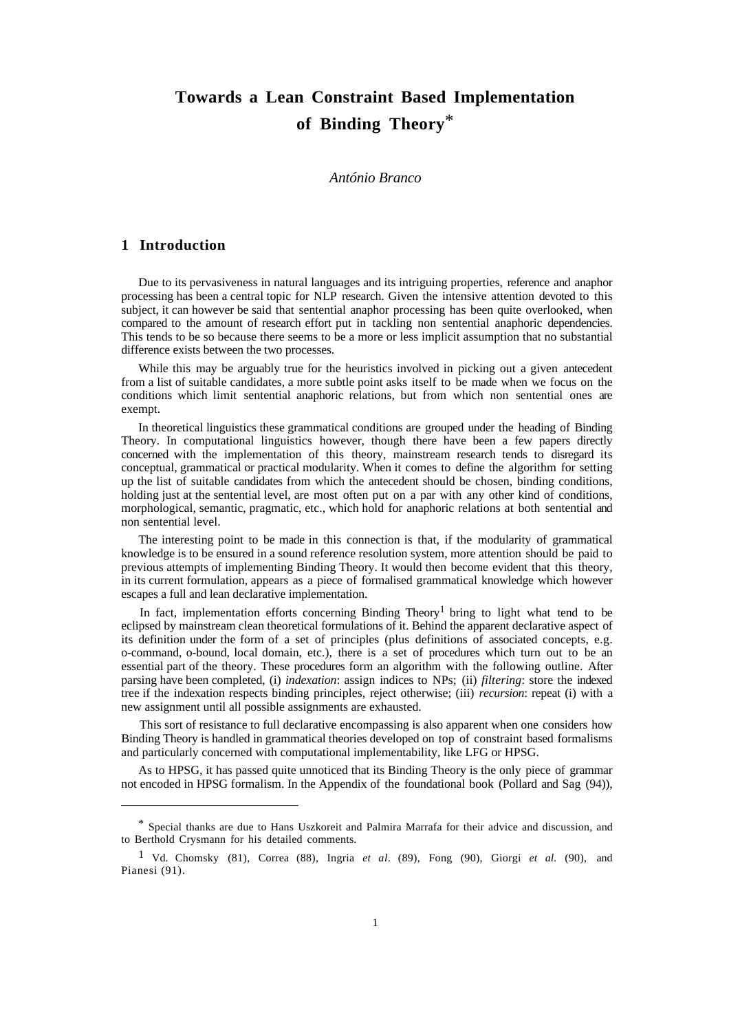# Towards a Lean Constraint Based Implementation of Binding Theory*

*António Branco*

## 1 Introduction

Due to its pervasiveness in natural languages and its intriguing properties, reference and anaphor processing has been a central topic for NLP research. Given the intensive attention devoted to this subject, it can however be said that sentential anaphor processing has been quite overlooked, when compared to the amount of research effort put in tackling non sentential anaphoric dependencies. This tends to be so because there seems to be a more or less implicit assumption that no substantial difference exists between the two processes.

While this may be arguably true for the heuristics involved in picking out a given antecedent from a list of suitable candidates, a more subtle point asks itself to be made when we focus on the conditions which limit sentential anaphoric relations, but from which non sentential ones are exempt.

In theoretical linguistics these grammatical conditions are grouped under the heading of Binding Theory. In computational linguistics however, though there have been a few papers directly concerned with the implementation of this theory, mainstream research tends to disregard its conceptual, grammatical or practical modularity. When it comes to define the algorithm for setting up the list of suitable candidates from which the antecedent should be chosen, binding conditions, holding just at the sentential level, are most often put on a par with any other kind of conditions, morphological, semantic, pragmatic, etc., which hold for anaphoric relations at both sentential and non sentential level.

The interesting point to be made in this connection is that, if the modularity of grammatical knowledge is to be ensured in a sound reference resolution system, more attention should be paid to previous attempts of implementing Binding Theory. It would then become evident that this theory, in its current formulation, appears as a piece of formalised grammatical knowledge which however escapes a full and lean declarative implementation.

In fact, implementation efforts concerning Binding Theory[1] bring to light what tend to be eclipsed by mainstream clean theoretical formulations of it. Behind the apparent declarative aspect of its definition under the form of a set of principles (plus definitions of associated concepts, e.g. o-command, o-bound, local domain, etc.), there is a set of procedures which turn out to be an essential part of the theory. These procedures form an algorithm with the following outline. After parsing have been completed, (i) *indexation*: assign indices to NPs; (ii) *filtering*: store the indexed tree if the indexation respects binding principles, reject otherwise; (iii) *recursion*: repeat (i) with a new assignment until all possible assignments are exhausted.

This sort of resistance to full declarative encompassing is also apparent when one considers how Binding Theory is handled in grammatical theories developed on top of constraint based formalisms and particularly concerned with computational implementability, like LFG or HPSG.

As to HPSG, it has passed quite unnoticed that its Binding Theory is the only piece of grammar not encoded in HPSG formalism. In the Appendix of the foundational book (Pollard and Sag (94)),

---

* Special thanks are due to Hans Uszkoreit and Palmira Marrafa for their advice and discussion, and to Berthold Crysmann for his detailed comments.

[1] Vd. Chomsky (81), Correa (88), Ingria *et al*. (89), Fong (90), Giorgi *et al.* (90), and Pianesi (91).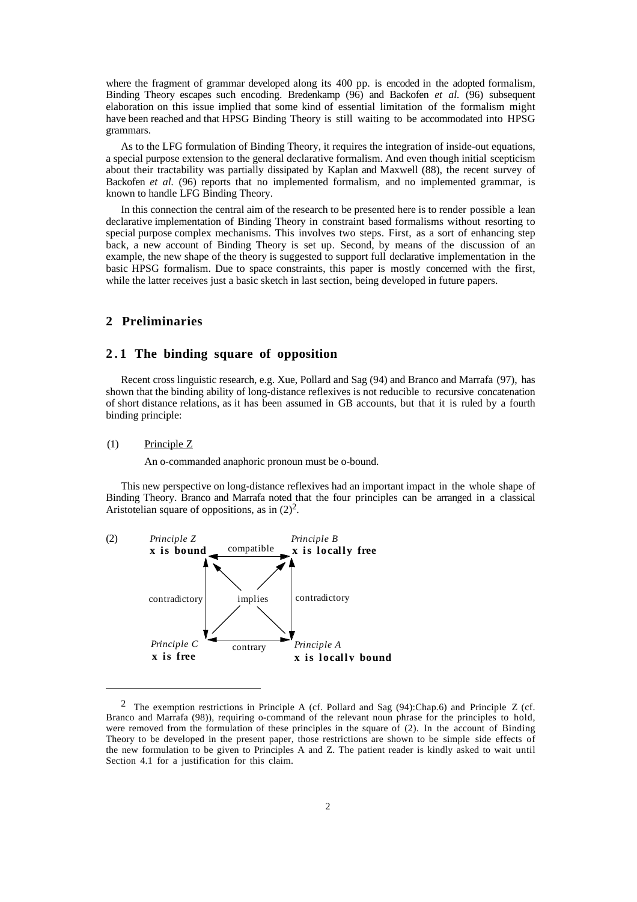where the fragment of grammar developed along its 400 pp. is encoded in the adopted formalism, Binding Theory escapes such encoding. Bredenkamp (96) and Backofen *et al.* (96) subsequent elaboration on this issue implied that some kind of essential limitation of the formalism might have been reached and that HPSG Binding Theory is still waiting to be accommodated into HPSG grammars.

As to the LFG formulation of Binding Theory, it requires the integration of inside-out equations, a special purpose extension to the general declarative formalism. And even though initial scepticism about their tractability was partially dissipated by Kaplan and Maxwell (88), the recent survey of Backofen *et al.* (96) reports that no implemented formalism, and no implemented grammar, is known to handle LFG Binding Theory.

In this connection the central aim of the research to be presented here is to render possible a lean declarative implementation of Binding Theory in constraint based formalisms without resorting to special purpose complex mechanisms. This involves two steps. First, as a sort of enhancing step back, a new account of Binding Theory is set up. Second, by means of the discussion of an example, the new shape of the theory is suggested to support full declarative implementation in the basic HPSG formalism. Due to space constraints, this paper is mostly concerned with the first, while the latter receives just a basic sketch in last section, being developed in future papers.

## 2 Preliminaries

### 2.1 The binding square of opposition

Recent cross linguistic research, e.g. Xue, Pollard and Sag (94) and Branco and Marrafa (97), has shown that the binding ability of long-distance reflexives is not reducible to recursive concatenation of short distance relations, as it has been assumed in GB accounts, but that it is ruled by a fourth binding principle:

(1) Principle Z

An o-commanded anaphoric pronoun must be o-bound.

This new perspective on long-distance reflexives had an important impact in the whole shape of Binding Theory. Branco and Marrafa noted that the four principles can be arranged in a classical Aristotelian square of oppositions, as in (2)[2].

(2)

| *Principle Z* **x is bound** | ← compatible → | *Principle B* **x is locally free** |
|---|---|---|
| contradictory | implies | contradictory |
| *Principle C* **x is free** | ← contrary → | *Principle A* **x is locally bound** |

---

[2] The exemption restrictions in Principle A (cf. Pollard and Sag (94):Chap.6) and Principle Z (cf. Branco and Marrafa (98)), requiring o-command of the relevant noun phrase for the principles to hold, were removed from the formulation of these principles in the square of (2). In the account of Binding Theory to be developed in the present paper, those restrictions are shown to be simple side effects of the new formulation to be given to Principles A and Z. The patient reader is kindly asked to wait until Section 4.1 for a justification for this claim.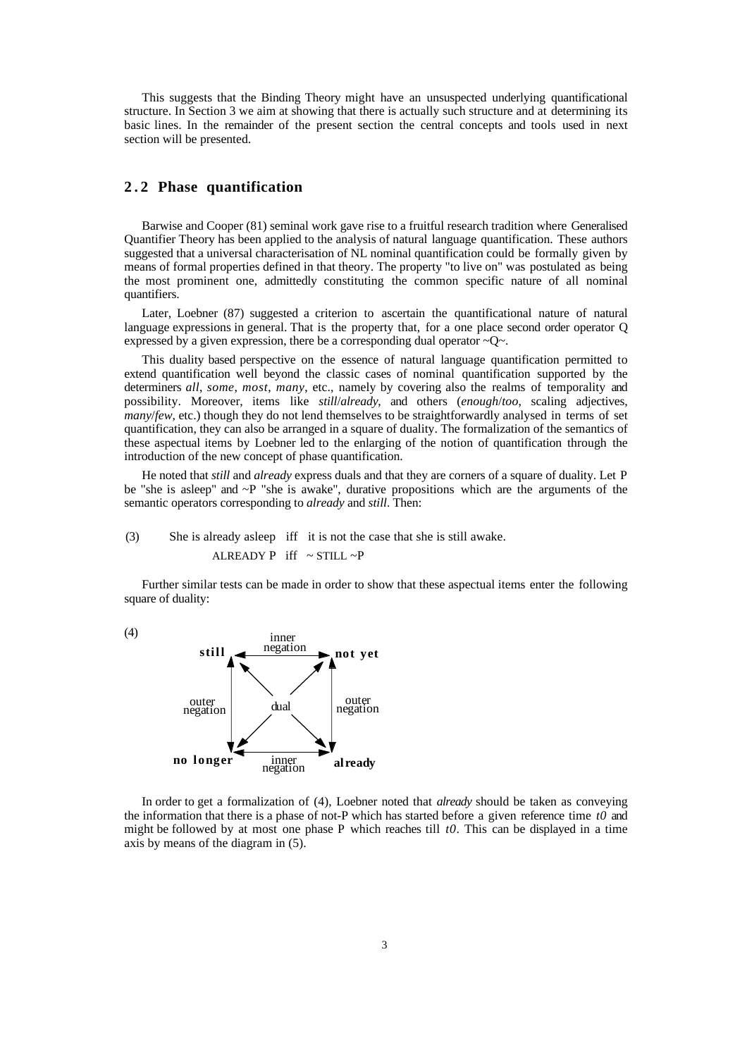This suggests that the Binding Theory might have an unsuspected underlying quantificational structure. In Section 3 we aim at showing that there is actually such structure and at determining its basic lines. In the remainder of the present section the central concepts and tools used in next section will be presented.

## 2.2 Phase quantification

Barwise and Cooper (81) seminal work gave rise to a fruitful research tradition where Generalised Quantifier Theory has been applied to the analysis of natural language quantification. These authors suggested that a universal characterisation of NL nominal quantification could be formally given by means of formal properties defined in that theory. The property "to live on" was postulated as being the most prominent one, admittedly constituting the common specific nature of all nominal quantifiers.

Later, Loebner (87) suggested a criterion to ascertain the quantificational nature of natural language expressions in general. That is the property that, for a one place second order operator Q expressed by a given expression, there be a corresponding dual operator ~Q~.

This duality based perspective on the essence of natural language quantification permitted to extend quantification well beyond the classic cases of nominal quantification supported by the determiners *all*, *some*, *most*, *many*, etc., namely by covering also the realms of temporality and possibility. Moreover, items like *still*/*already*, and others (*enough*/*too*, scaling adjectives, *many*/*few*, etc.) though they do not lend themselves to be straightforwardly analysed in terms of set quantification, they can also be arranged in a square of duality. The formalization of the semantics of these aspectual items by Loebner led to the enlarging of the notion of quantification through the introduction of the new concept of phase quantification.

He noted that *still* and *already* express duals and that they are corners of a square of duality. Let P be "she is asleep" and ~P "she is awake", durative propositions which are the arguments of the semantic operators corresponding to *already* and *still*. Then:

(3) She is already asleep iff it is not the case that she is still awake.

ALREADY P iff ~ STILL ~P

Further similar tests can be made in order to show that these aspectual items enter the following square of duality:

(4)

| | | |
|---|---|---|
| **still** | ← inner negation → | **not yet** |
| ↕ outer negation | dual | outer negation ↕ |
| **no longer** | ← inner negation → | **already** |

In order to get a formalization of (4), Loebner noted that *already* should be taken as conveying the information that there is a phase of not-P which has started before a given reference time $t0$ and might be followed by at most one phase P which reaches till $t0$. This can be displayed in a time axis by means of the diagram in (5).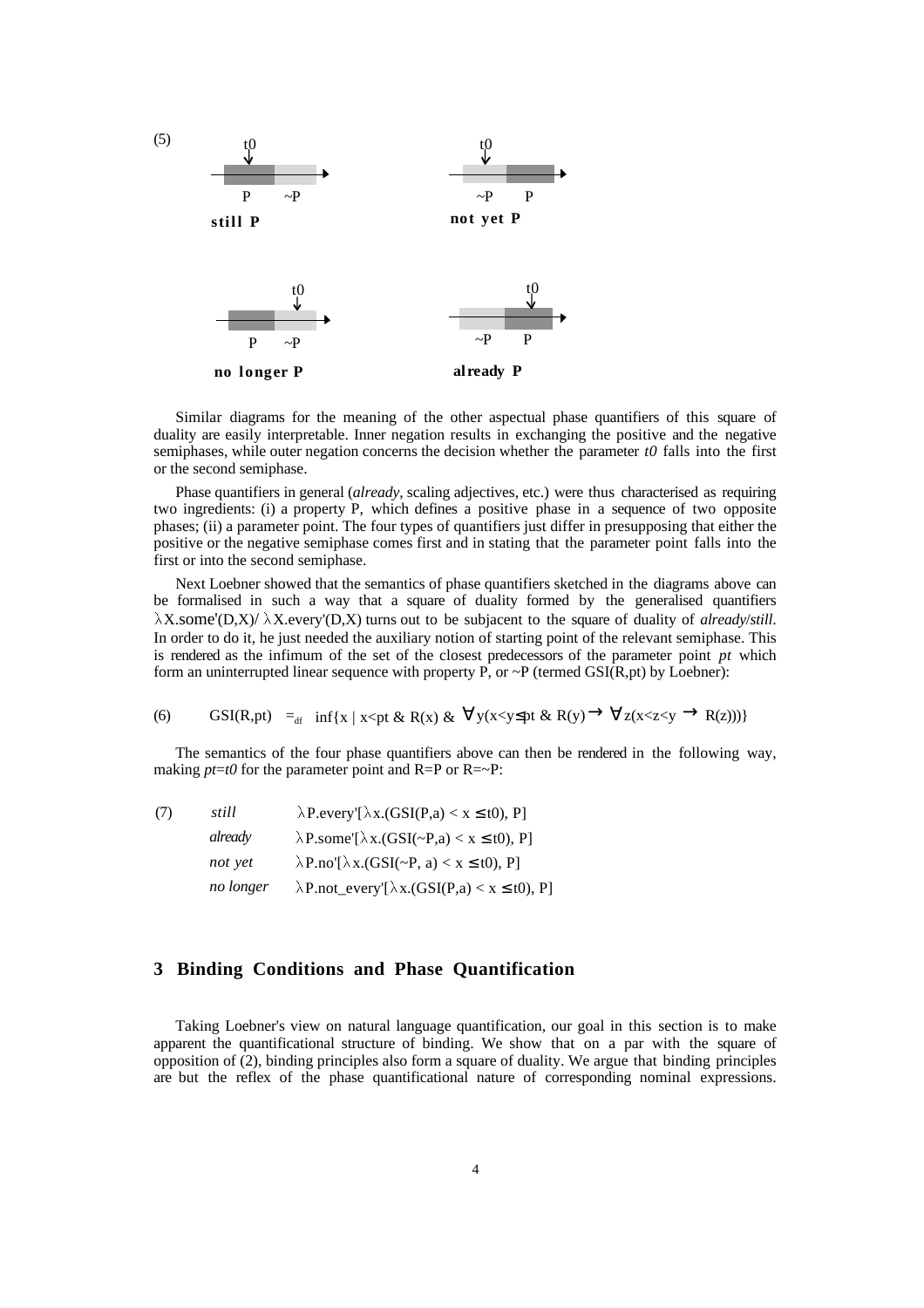(5)

t0 — P ~P — **still P**

t0 — ~P P — **not yet P**

t0 — P ~P — **no longer P**

t0 — ~P P — **already P**

Similar diagrams for the meaning of the other aspectual phase quantifiers of this square of duality are easily interpretable. Inner negation results in exchanging the positive and the negative semiphases, while outer negation concerns the decision whether the parameter *t0* falls into the first or the second semiphase.

Phase quantifiers in general (*already*, scaling adjectives, etc.) were thus characterised as requiring two ingredients: (i) a property P, which defines a positive phase in a sequence of two opposite phases; (ii) a parameter point. The four types of quantifiers just differ in presupposing that either the positive or the negative semiphase comes first and in stating that the parameter point falls into the first or into the second semiphase.

Next Loebner showed that the semantics of phase quantifiers sketched in the diagrams above can be formalised in such a way that a square of duality formed by the generalised quantifiers $\lambda$X.some'(D,X)/ $\lambda$X.every'(D,X) turns out to be subjacent to the square of duality of *already*/*still*. In order to do it, he just needed the auxiliary notion of starting point of the relevant semiphase. This is rendered as the infimum of the set of the closest predecessors of the parameter point *pt* which form an uninterrupted linear sequence with property P, or ~P (termed GSI(R,pt) by Loebner):

(6) $\mathrm{GSI}(R,pt) =_{df} \inf\{x \mid x<pt \ \& \ R(x) \ \& \ \forall y(x<y\leq pt \ \& \ R(y) \rightarrow \forall z(x<z<y \rightarrow R(z)))\}$

The semantics of the four phase quantifiers above can then be rendered in the following way, making *pt*=*t0* for the parameter point and R=P or R=~P:

(7)
*still* $\lambda$P.every'[$\lambda$x.(GSI(P,a) < x $\leq$ t0), P]
*already* $\lambda$P.some'[$\lambda$x.(GSI(~P,a) < x $\leq$ t0), P]
*not yet* $\lambda$P.no'[$\lambda$x.(GSI(~P, a) < x $\leq$ t0), P]
*no longer* $\lambda$P.not_every'[$\lambda$x.(GSI(P,a) < x $\leq$ t0), P]

## 3 Binding Conditions and Phase Quantification

Taking Loebner's view on natural language quantification, our goal in this section is to make apparent the quantificational structure of binding. We show that on a par with the square of opposition of (2), binding principles also form a square of duality. We argue that binding principles are but the reflex of the phase quantificational nature of corresponding nominal expressions.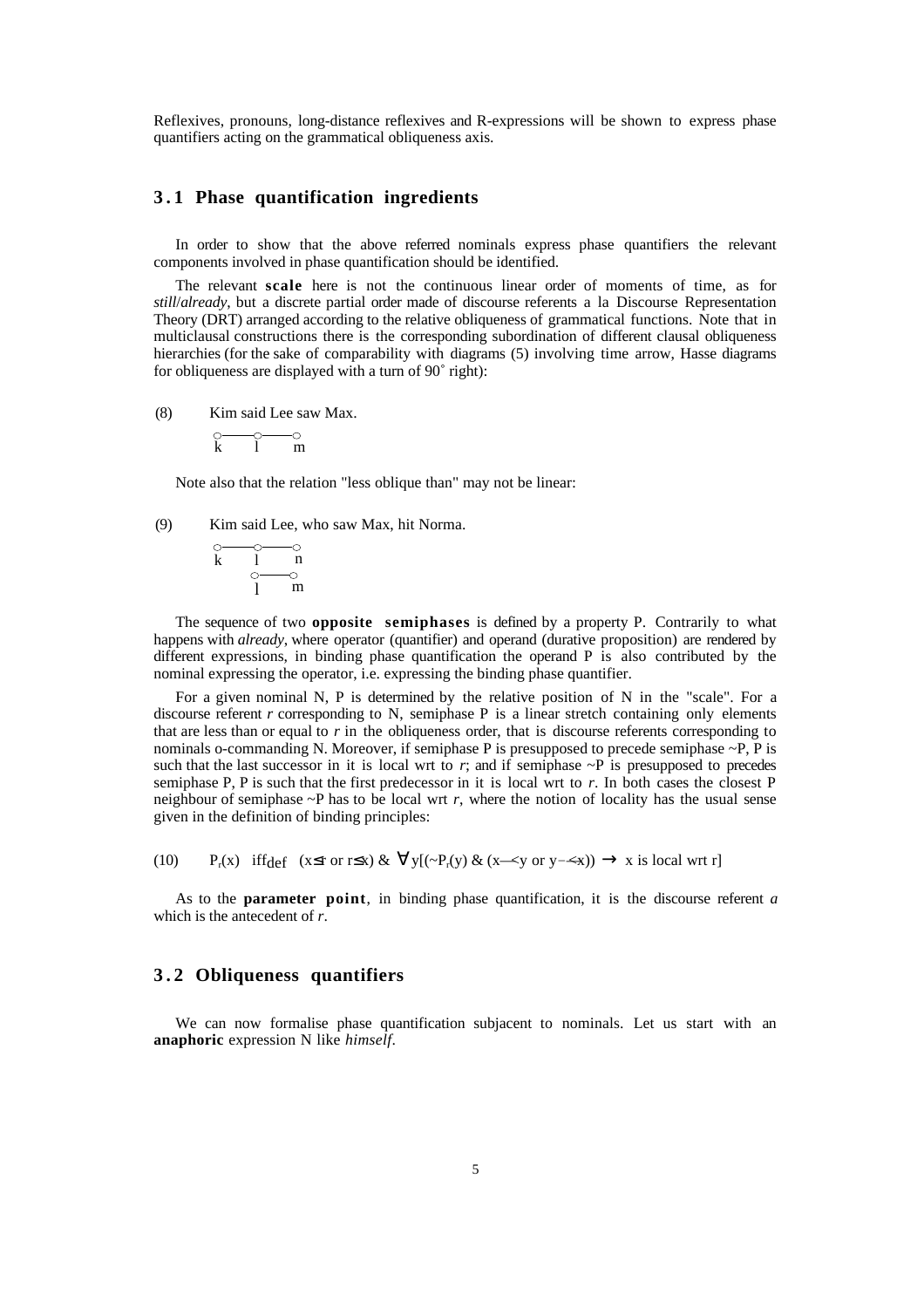Reflexives, pronouns, long-distance reflexives and R-expressions will be shown to express phase quantifiers acting on the grammatical obliqueness axis.

## 3.1 Phase quantification ingredients

In order to show that the above referred nominals express phase quantifiers the relevant components involved in phase quantification should be identified.

The relevant **scale** here is not the continuous linear order of moments of time, as for *still*/*already*, but a discrete partial order made of discourse referents a la Discourse Representation Theory (DRT) arranged according to the relative obliqueness of grammatical functions. Note that in multiclausal constructions there is the corresponding subordination of different clausal obliqueness hierarchies (for the sake of comparability with diagrams (5) involving time arrow, Hasse diagrams for obliqueness are displayed with a turn of 90˚ right):

(8) Kim said Lee saw Max.

```
○——○——○
k   l   m
```

Note also that the relation "less oblique than" may not be linear:

(9) Kim said Lee, who saw Max, hit Norma.

```
○——○——○
k   l   n
    ○——○
    l   m
```

The sequence of two **opposite semiphases** is defined by a property P. Contrarily to what happens with *already*, where operator (quantifier) and operand (durative proposition) are rendered by different expressions, in binding phase quantification the operand P is also contributed by the nominal expressing the operator, i.e. expressing the binding phase quantifier.

For a given nominal N, P is determined by the relative position of N in the "scale". For a discourse referent *r* corresponding to N, semiphase P is a linear stretch containing only elements that are less than or equal to *r* in the obliqueness order, that is discourse referents corresponding to nominals o-commanding N. Moreover, if semiphase P is presupposed to precede semiphase ~P, P is such that the last successor in it is local wrt to *r*; and if semiphase ~P is presupposed to precedes semiphase P, P is such that the first predecessor in it is local wrt to *r*. In both cases the closest P neighbour of semiphase ~P has to be local wrt *r*, where the notion of locality has the usual sense given in the definition of binding principles:

(10) $P_r(x)$ iff$_{def}$ $(x \leq r \text{ or } r \leq x)$ & $\forall y[(\sim P_r(y)$ & $(x \prec y \text{ or } y \prec x)) \rightarrow$ x is local wrt r]

As to the **parameter point**, in binding phase quantification, it is the discourse referent *a* which is the antecedent of *r*.

## 3.2 Obliqueness quantifiers

We can now formalise phase quantification subjacent to nominals. Let us start with an **anaphoric** expression N like *himself*.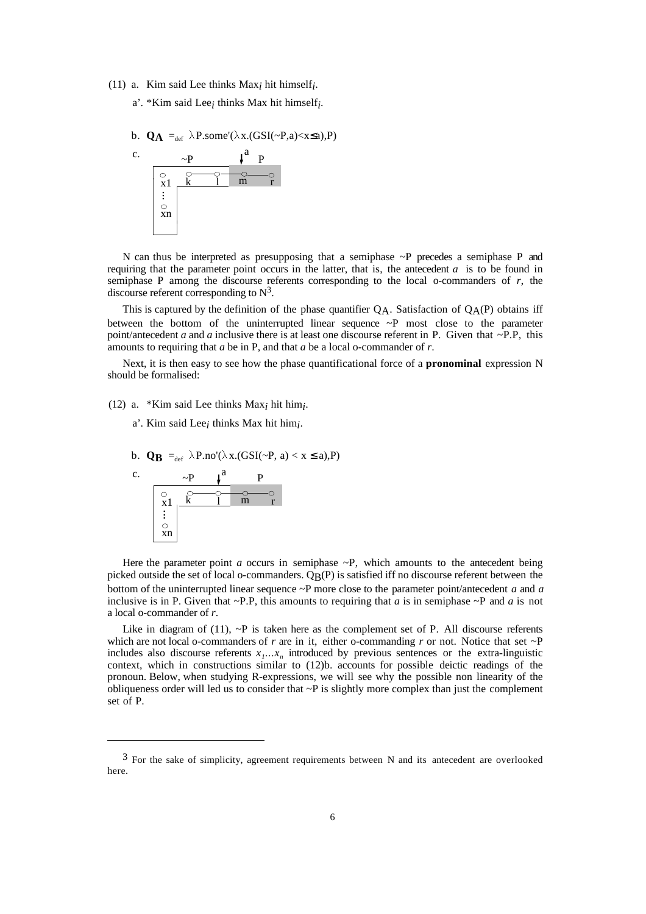(11) a. Kim said Lee thinks Max$_i$ hit himself$_i$.

a'. *Kim said Lee$_i$ thinks Max hit himself$_i$.

b. $\mathbf{Q_A} =_{def} \lambda P.\text{some}'(\lambda x.(GSI(\sim P,a)<x\leq a),P)$

c.

```
        ~P          ↓a   P
  ○     ○──────○───○────○
  x1    k      l   m    r
  ⋮
  ○
  xn
```

N can thus be interpreted as presupposing that a semiphase ~P precedes a semiphase P and requiring that the parameter point occurs in the latter, that is, the antecedent *a* is to be found in semiphase P among the discourse referents corresponding to the local o-commanders of *r*, the discourse referent corresponding to N[3].

This is captured by the definition of the phase quantifier $Q_A$. Satisfaction of $Q_A(P)$ obtains iff between the bottom of the uninterrupted linear sequence ~P most close to the parameter point/antecedent *a* and *a* inclusive there is at least one discourse referent in P. Given that ~P.P, this amounts to requiring that *a* be in P, and that *a* be a local o-commander of *r*.

Next, it is then easy to see how the phase quantificational force of a **pronominal** expression N should be formalised:

(12) a. *Kim said Lee thinks Max$_i$ hit him$_i$.

a'. Kim said Lee$_i$ thinks Max hit him$_i$.

b. $\mathbf{Q_B} =_{def} \lambda P.\text{no}'(\lambda x.(GSI(\sim P,\ a) < x \leq a),P)$

c.

```
        ~P    ↓a         P
  ○     ○──────○───○────○
  x1    k      l   m    r
  ⋮
  ○
  xn
```

Here the parameter point *a* occurs in semiphase ~P, which amounts to the antecedent being picked outside the set of local o-commanders. $Q_B(P)$ is satisfied iff no discourse referent between the bottom of the uninterrupted linear sequence ~P more close to the parameter point/antecedent *a* and *a* inclusive is in P. Given that ~P.P, this amounts to requiring that *a* is in semiphase ~P and *a* is not a local o-commander of *r*.

Like in diagram of (11), ~P is taken here as the complement set of P. All discourse referents which are not local o-commanders of *r* are in it, either o-commanding *r* or not. Notice that set ~P includes also discourse referents $x_1 \ldots x_n$ introduced by previous sentences or the extra-linguistic context, which in constructions similar to (12)b. accounts for possible deictic readings of the pronoun. Below, when studying R-expressions, we will see why the possible non linearity of the obliqueness order will led us to consider that ~P is slightly more complex than just the complement set of P.

---

[3] For the sake of simplicity, agreement requirements between N and its antecedent are overlooked here.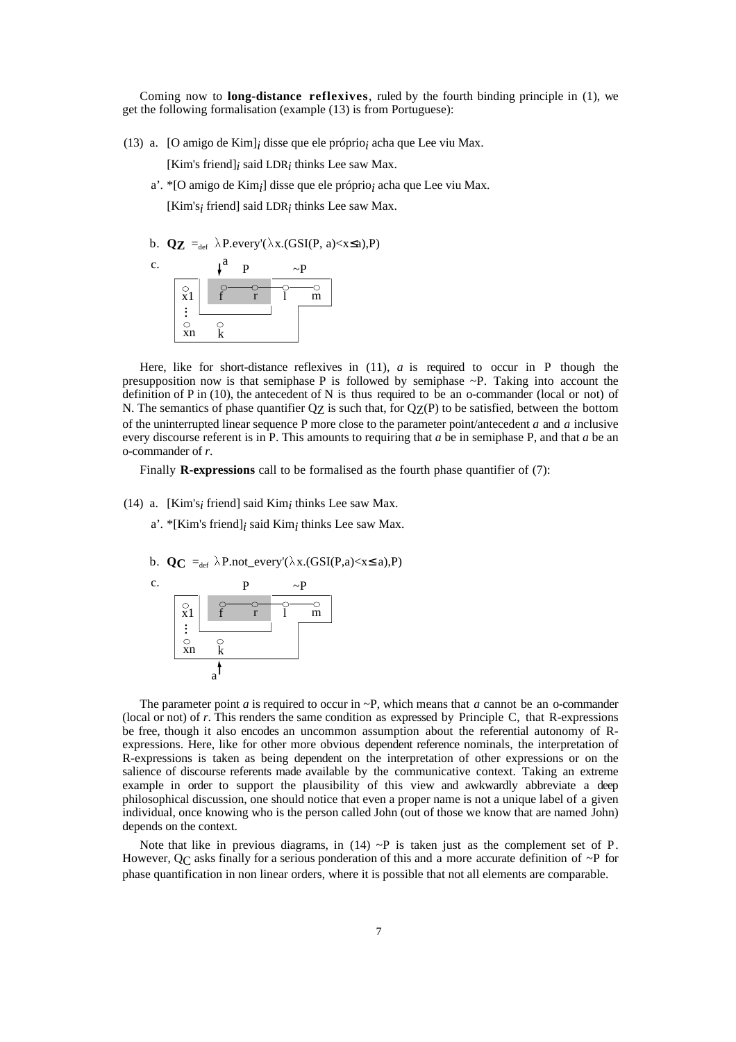Coming now to **long-distance reflexives**, ruled by the fourth binding principle in (1), we get the following formalisation (example (13) is from Portuguese):

(13) a. [O amigo de Kim]$_i$ disse que ele próprio$_i$ acha que Lee viu Max.

[Kim's friend]$_i$ said LDR$_i$ thinks Lee saw Max.

a'. *[O amigo de Kim$_i$] disse que ele próprio$_i$ acha que Lee viu Max.

[Kim's$_i$ friend] said LDR$_i$ thinks Lee saw Max.

b. $\mathbf{Q_Z} =_{def} \lambda P.\text{every}'(\lambda x.(\text{GSI}(P, a) < x \leq a), P)$

c.

```
         ↓a   P         ~P
      ┌──┬──────────┬──────────┐
      │○ │ ○────○───┼──○────○  │
      │x1│ f    r   │  l    m  │
      │⋮ └──────────┘  ┌───────┘
      │○    ○          │
      │xn   k          │
      └────────────────┘
```

Here, like for short-distance reflexives in (11), *a* is required to occur in P though the presupposition now is that semiphase P is followed by semiphase ~P. Taking into account the definition of P in (10), the antecedent of N is thus required to be an o-commander (local or not) of N. The semantics of phase quantifier $Q_Z$ is such that, for $Q_Z(P)$ to be satisfied, between the bottom of the uninterrupted linear sequence P more close to the parameter point/antecedent *a* and *a* inclusive every discourse referent is in P. This amounts to requiring that *a* be in semiphase P, and that *a* be an o-commander of *r*.

Finally **R-expressions** call to be formalised as the fourth phase quantifier of (7):

(14) a. [Kim's$_i$ friend] said Kim$_i$ thinks Lee saw Max.

a'. *[Kim's friend]$_i$ said Kim$_i$ thinks Lee saw Max.

b. $\mathbf{Q_C} =_{def} \lambda P.\text{not\_every}'(\lambda x.(\text{GSI}(P,a) < x \leq a), P)$

c.

```
              P         ~P
      ┌──┬──────────┬──────────┐
      │○ │ ○────○───┼──○────○  │
      │x1│ f    r   │  l    m  │
      │⋮ └──────────┘  ┌───────┘
      │○    ○          │
      │xn   k          │
      └────────────────┘
           a↑
```

The parameter point *a* is required to occur in ~P, which means that *a* cannot be an o-commander (local or not) of *r*. This renders the same condition as expressed by Principle C, that R-expressions be free, though it also encodes an uncommon assumption about the referential autonomy of R-expressions. Here, like for other more obvious dependent reference nominals, the interpretation of R-expressions is taken as being dependent on the interpretation of other expressions or on the salience of discourse referents made available by the communicative context. Taking an extreme example in order to support the plausibility of this view and awkwardly abbreviate a deep philosophical discussion, one should notice that even a proper name is not a unique label of a given individual, once knowing who is the person called John (out of those we know that are named John) depends on the context.

Note that like in previous diagrams, in (14) ~P is taken just as the complement set of P. However, $Q_C$ asks finally for a serious ponderation of this and a more accurate definition of ~P for phase quantification in non linear orders, where it is possible that not all elements are comparable.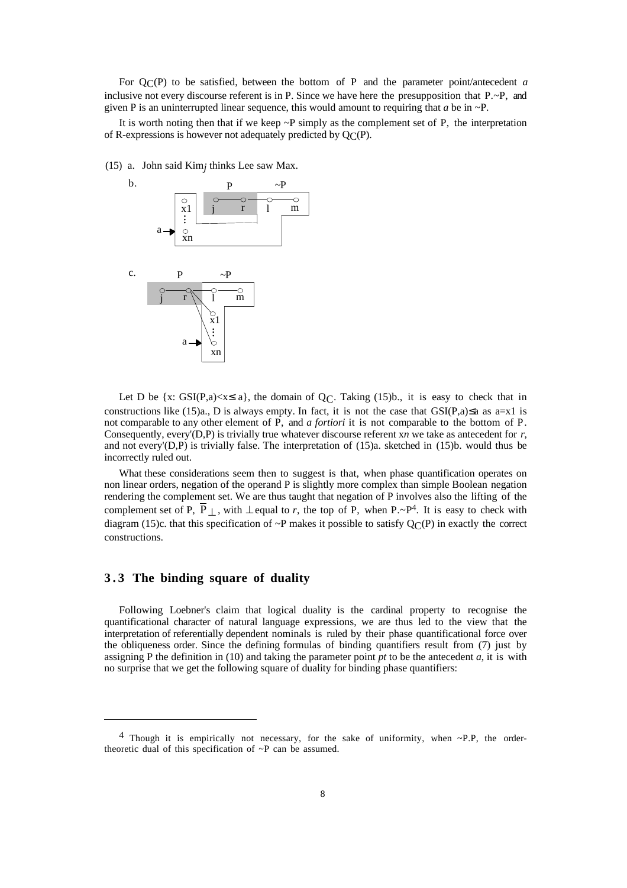For $Q_C(P)$ to be satisfied, between the bottom of P and the parameter point/antecedent *a* inclusive not every discourse referent is in P. Since we have here the presupposition that P.~P, and given P is an uninterrupted linear sequence, this would amount to requiring that *a* be in ~P.

It is worth noting then that if we keep ~P simply as the complement set of P, the interpretation of R-expressions is however not adequately predicted by $Q_C(P)$.

(15) a. John said Kim$_j$ thinks Lee saw Max.

b.

```
              P            ~P
     ○     ○────○────○────○
     x1    j    r    l    m
     ⋮
a →  ○
     xn
```

c.

```
     P          ~P
  ○────○────○────○
  j    r    l    m
        \   ○
         \  x1
            ⋮
     a →    ○
            xn
```

Let D be $\{x: GSI(P,a)<x\leq a\}$, the domain of $Q_C$. Taking (15)b., it is easy to check that in constructions like (15)a., D is always empty. In fact, it is not the case that $GSI(P,a)\leq a$ as $a=x1$ is not comparable to any other element of P, and *a fortiori* it is not comparable to the bottom of P. Consequently, every'(D,P) is trivially true whatever discourse referent x*n* we take as antecedent for *r*, and not every'(D,P) is trivially false. The interpretation of (15)a. sketched in (15)b. would thus be incorrectly ruled out.

What these considerations seem then to suggest is that, when phase quantification operates on non linear orders, negation of the operand P is slightly more complex than simple Boolean negation rendering the complement set. We are thus taught that negation of P involves also the lifting of the complement set of P, $\overline{P}_{\perp}$, with $\perp$ equal to *r*, the top of P, when P.~P[4]. It is easy to check with diagram (15)c. that this specification of ~P makes it possible to satisfy $Q_C(P)$ in exactly the correct constructions.

## 3.3 The binding square of duality

Following Loebner's claim that logical duality is the cardinal property to recognise the quantificational character of natural language expressions, we are thus led to the view that the interpretation of referentially dependent nominals is ruled by their phase quantificational force over the obliqueness order. Since the defining formulas of binding quantifiers result from (7) just by assigning P the definition in (10) and taking the parameter point *pt* to be the antecedent *a*, it is with no surprise that we get the following square of duality for binding phase quantifiers:

---

[4] Though it is empirically not necessary, for the sake of uniformity, when ~P.P, the order-theoretic dual of this specification of ~P can be assumed.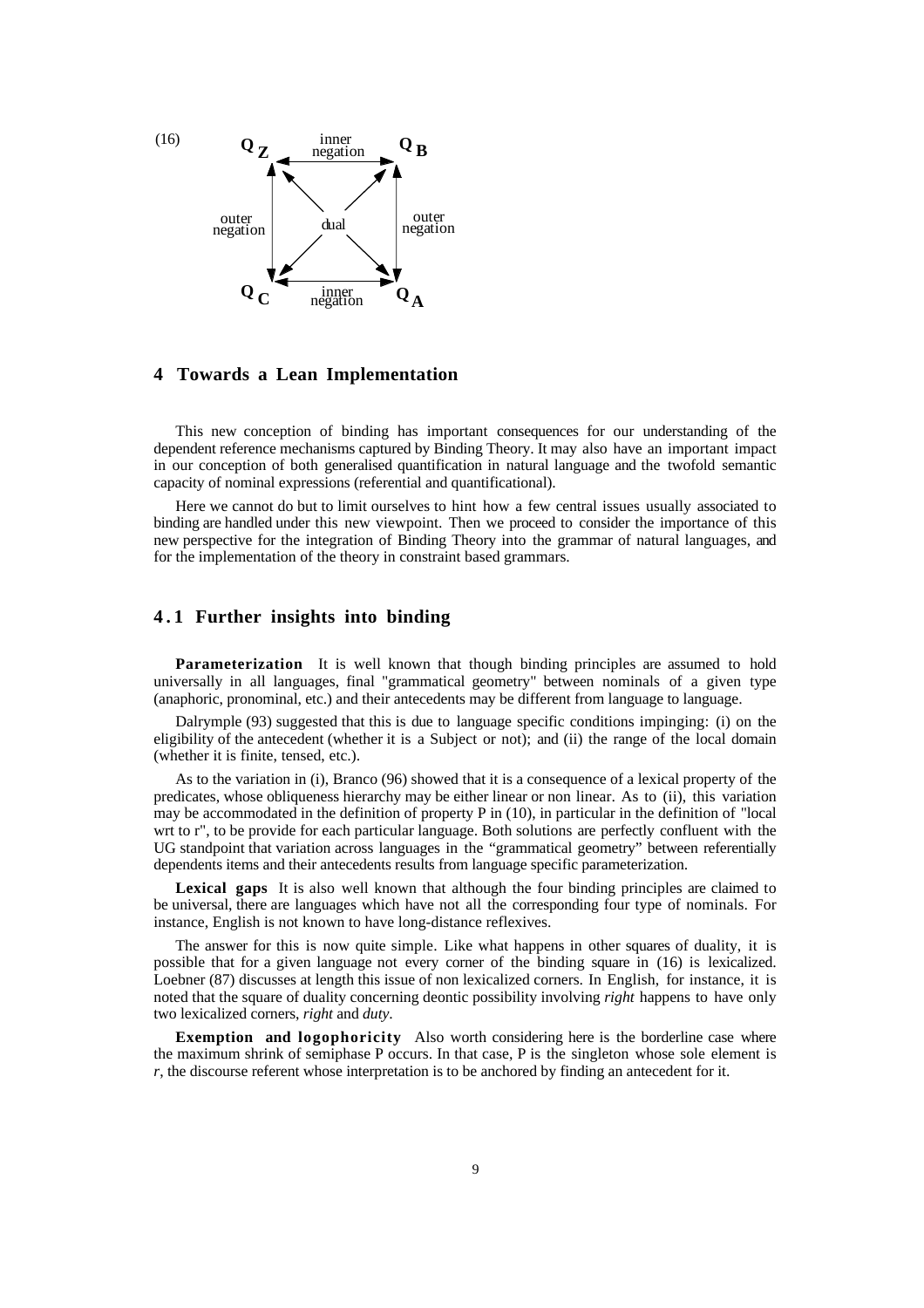(16)

$Q_Z$ ← inner negation → $Q_B$

outer negation | dual | outer negation

$Q_C$ ← inner negation → $Q_A$

## 4 Towards a Lean Implementation

This new conception of binding has important consequences for our understanding of the dependent reference mechanisms captured by Binding Theory. It may also have an important impact in our conception of both generalised quantification in natural language and the twofold semantic capacity of nominal expressions (referential and quantificational).

Here we cannot do but to limit ourselves to hint how a few central issues usually associated to binding are handled under this new viewpoint. Then we proceed to consider the importance of this new perspective for the integration of Binding Theory into the grammar of natural languages, and for the implementation of the theory in constraint based grammars.

### 4.1 Further insights into binding

**Parameterization** It is well known that though binding principles are assumed to hold universally in all languages, final "grammatical geometry" between nominals of a given type (anaphoric, pronominal, etc.) and their antecedents may be different from language to language.

Dalrymple (93) suggested that this is due to language specific conditions impinging: (i) on the eligibility of the antecedent (whether it is a Subject or not); and (ii) the range of the local domain (whether it is finite, tensed, etc.).

As to the variation in (i), Branco (96) showed that it is a consequence of a lexical property of the predicates, whose obliqueness hierarchy may be either linear or non linear. As to (ii), this variation may be accommodated in the definition of property P in (10), in particular in the definition of "local wrt to r", to be provide for each particular language. Both solutions are perfectly confluent with the UG standpoint that variation across languages in the "grammatical geometry" between referentially dependents items and their antecedents results from language specific parameterization.

**Lexical gaps** It is also well known that although the four binding principles are claimed to be universal, there are languages which have not all the corresponding four type of nominals. For instance, English is not known to have long-distance reflexives.

The answer for this is now quite simple. Like what happens in other squares of duality, it is possible that for a given language not every corner of the binding square in (16) is lexicalized. Loebner (87) discusses at length this issue of non lexicalized corners. In English, for instance, it is noted that the square of duality concerning deontic possibility involving *right* happens to have only two lexicalized corners, *right* and *duty*.

**Exemption and logophoricity** Also worth considering here is the borderline case where the maximum shrink of semiphase P occurs. In that case, P is the singleton whose sole element is *r*, the discourse referent whose interpretation is to be anchored by finding an antecedent for it.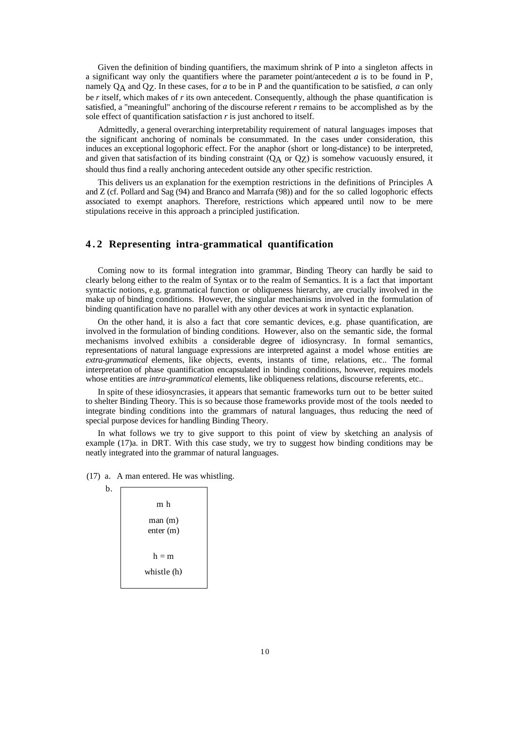Given the definition of binding quantifiers, the maximum shrink of P into a singleton affects in a significant way only the quantifiers where the parameter point/antecedent *a* is to be found in P, namely $Q_A$ and $Q_Z$. In these cases, for *a* to be in P and the quantification to be satisfied, *a* can only be *r* itself, which makes of *r* its own antecedent. Consequently, although the phase quantification is satisfied, a "meaningful" anchoring of the discourse referent *r* remains to be accomplished as by the sole effect of quantification satisfaction *r* is just anchored to itself.

Admittedly, a general overarching interpretability requirement of natural languages imposes that the significant anchoring of nominals be consummated. In the cases under consideration, this induces an exceptional logophoric effect. For the anaphor (short or long-distance) to be interpreted, and given that satisfaction of its binding constraint ($Q_A$ or $Q_Z$) is somehow vacuously ensured, it should thus find a really anchoring antecedent outside any other specific restriction.

This delivers us an explanation for the exemption restrictions in the definitions of Principles A and Z (cf. Pollard and Sag (94) and Branco and Marrafa (98)) and for the so called logophoric effects associated to exempt anaphors. Therefore, restrictions which appeared until now to be mere stipulations receive in this approach a principled justification.

## 4.2 Representing intra-grammatical quantification

Coming now to its formal integration into grammar, Binding Theory can hardly be said to clearly belong either to the realm of Syntax or to the realm of Semantics. It is a fact that important syntactic notions, e.g. grammatical function or obliqueness hierarchy, are crucially involved in the make up of binding conditions. However, the singular mechanisms involved in the formulation of binding quantification have no parallel with any other devices at work in syntactic explanation.

On the other hand, it is also a fact that core semantic devices, e.g. phase quantification, are involved in the formulation of binding conditions. However, also on the semantic side, the formal mechanisms involved exhibits a considerable degree of idiosyncrasy. In formal semantics, representations of natural language expressions are interpreted against a model whose entities are *extra-grammatical* elements, like objects, events, instants of time, relations, etc.. The formal interpretation of phase quantification encapsulated in binding conditions, however, requires models whose entities are *intra-grammatical* elements, like obliqueness relations, discourse referents, etc..

In spite of these idiosyncrasies, it appears that semantic frameworks turn out to be better suited to shelter Binding Theory. This is so because those frameworks provide most of the tools needed to integrate binding conditions into the grammars of natural languages, thus reducing the need of special purpose devices for handling Binding Theory.

In what follows we try to give support to this point of view by sketching an analysis of example (17)a. in DRT. With this case study, we try to suggest how binding conditions may be neatly integrated into the grammar of natural languages.

(17) a. A man entered. He was whistling.

b.

```
┌─────────────┐
│    m h      │
│   man (m)   │
│  enter (m)  │
│             │
│    h = m    │
│ whistle (h) │
└─────────────┘
```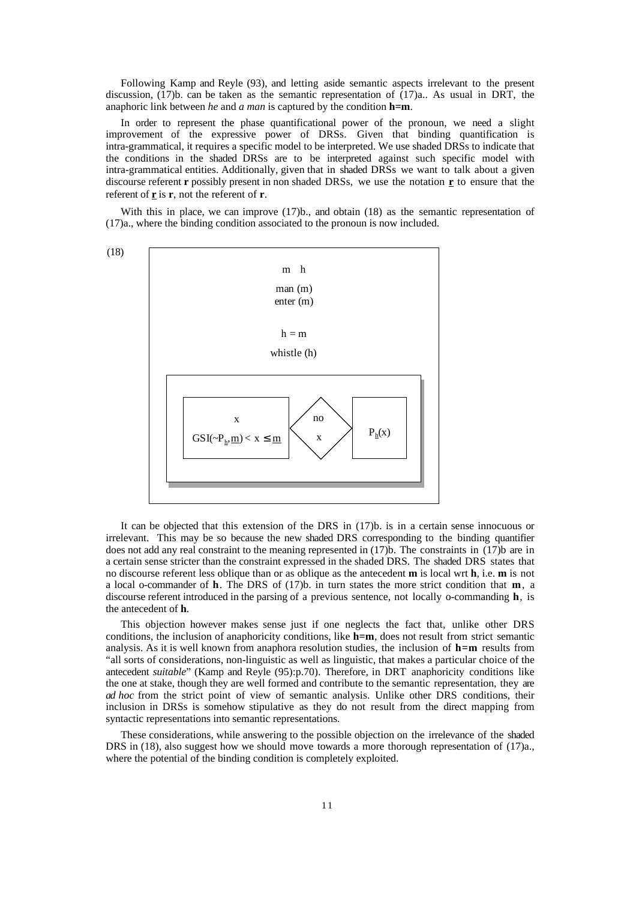Following Kamp and Reyle (93), and letting aside semantic aspects irrelevant to the present discussion, (17)b. can be taken as the semantic representation of (17)a.. As usual in DRT, the anaphoric link between *he* and *a man* is captured by the condition **h=m**.

In order to represent the phase quantificational power of the pronoun, we need a slight improvement of the expressive power of DRSs. Given that binding quantification is intra-grammatical, it requires a specific model to be interpreted. We use shaded DRSs to indicate that the conditions in the shaded DRSs are to be interpreted against such specific model with intra-grammatical entities. Additionally, given that in shaded DRSs we want to talk about a given discourse referent **r** possibly present in non shaded DRSs, we use the notation $\underline{\mathbf{r}}$ to ensure that the referent of $\underline{\mathbf{r}}$ is **r**, not the referent of **r**.

With this in place, we can improve (17)b., and obtain (18) as the semantic representation of (17)a., where the binding condition associated to the pronoun is now included.

(18)

```
+------------------------------------------------------------+
|                         m   h                              |
|                        man (m)                             |
|                       enter (m)                            |
|                                                            |
|                         h = m                              |
|                      whistle (h)                           |
|                                                            |
|  +------------------------------------------------------+  |
|  |  +---------------------+     / no \      +--------+   |  |
|  |  |          x          |    <      >     | P_h(x) |   |  |
|  |  | GSI(~P_h,m) < x ≤ m |     \  x /      |        |   |  |
|  |  +---------------------+                 +--------+   |  |
|  +------------------------------------------------------+  |
+------------------------------------------------------------+
```

$$\mathrm{GSI}(\sim P_{\underline{h}}, \underline{m}) < x \leq \underline{m} \quad [\text{no } x] \quad P_{\underline{h}}(x)$$

It can be objected that this extension of the DRS in (17)b. is in a certain sense innocuous or irrelevant. This may be so because the new shaded DRS corresponding to the binding quantifier does not add any real constraint to the meaning represented in (17)b. The constraints in (17)b are in a certain sense stricter than the constraint expressed in the shaded DRS. The shaded DRS states that no discourse referent less oblique than or as oblique as the antecedent **m** is local wrt **h**, i.e. **m** is not a local o-commander of **h**. The DRS of (17)b. in turn states the more strict condition that **m**, a discourse referent introduced in the parsing of a previous sentence, not locally o-commanding **h**, is the antecedent of **h**.

This objection however makes sense just if one neglects the fact that, unlike other DRS conditions, the inclusion of anaphoricity conditions, like **h=m**, does not result from strict semantic analysis. As it is well known from anaphora resolution studies, the inclusion of **h=m** results from "all sorts of considerations, non-linguistic as well as linguistic, that makes a particular choice of the antecedent *suitable*" (Kamp and Reyle (95):p.70). Therefore, in DRT anaphoricity conditions like the one at stake, though they are well formed and contribute to the semantic representation, they are *ad hoc* from the strict point of view of semantic analysis. Unlike other DRS conditions, their inclusion in DRSs is somehow stipulative as they do not result from the direct mapping from syntactic representations into semantic representations.

These considerations, while answering to the possible objection on the irrelevance of the shaded DRS in (18), also suggest how we should move towards a more thorough representation of (17)a., where the potential of the binding condition is completely exploited.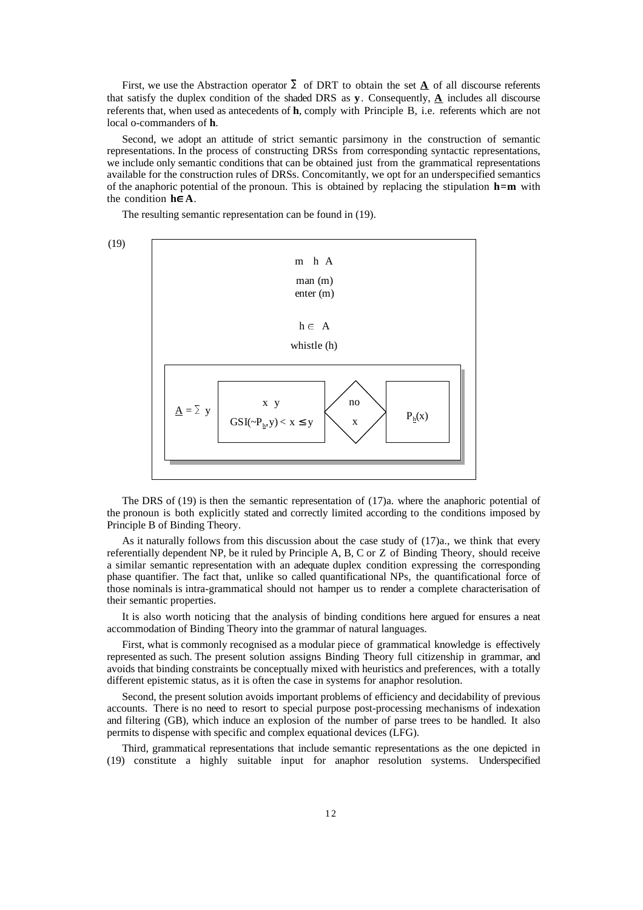First, we use the Abstraction operator $\Sigma$ of DRT to obtain the set $\underline{\mathbf{A}}$ of all discourse referents that satisfy the duplex condition of the shaded DRS as **y**. Consequently, $\underline{\mathbf{A}}$ includes all discourse referents that, when used as antecedents of **h**, comply with Principle B, i.e. referents which are not local o-commanders of **h**.

Second, we adopt an attitude of strict semantic parsimony in the construction of semantic representations. In the process of constructing DRSs from corresponding syntactic representations, we include only semantic conditions that can be obtained just from the grammatical representations available for the construction rules of DRSs. Concomitantly, we opt for an underspecified semantics of the anaphoric potential of the pronoun. This is obtained by replacing the stipulation **h=m** with the condition $\mathbf{h} \in \mathbf{A}$.

The resulting semantic representation can be found in (19).

(19)

```
+--------------------------------------------------------------+
|                          m  h  A                             |
|                          man (m)                             |
|                          enter (m)                           |
|                                                              |
|                          h ∈ A                               |
|                          whistle (h)                         |
|  +--------------------------------------------------------+  |
|  |          +----------------------+   /\    +--------+   |  |
|  |          |  x  y                |  /no\   |        |   |  |
|  |  A = Σ y |  GSI(~P_h,y) < x ≤ y |  \ x/   | P_h(x) |   |  |
|  |          +----------------------+   \/    +--------+   |  |
|  +--------------------------------------------------------+  |
+--------------------------------------------------------------+
```

The DRS of (19) is then the semantic representation of (17)a. where the anaphoric potential of the pronoun is both explicitly stated and correctly limited according to the conditions imposed by Principle B of Binding Theory.

As it naturally follows from this discussion about the case study of (17)a., we think that every referentially dependent NP, be it ruled by Principle A, B, C or Z of Binding Theory, should receive a similar semantic representation with an adequate duplex condition expressing the corresponding phase quantifier. The fact that, unlike so called quantificational NPs, the quantificational force of those nominals is intra-grammatical should not hamper us to render a complete characterisation of their semantic properties.

It is also worth noticing that the analysis of binding conditions here argued for ensures a neat accommodation of Binding Theory into the grammar of natural languages.

First, what is commonly recognised as a modular piece of grammatical knowledge is effectively represented as such. The present solution assigns Binding Theory full citizenship in grammar, and avoids that binding constraints be conceptually mixed with heuristics and preferences, with a totally different epistemic status, as it is often the case in systems for anaphor resolution.

Second, the present solution avoids important problems of efficiency and decidability of previous accounts. There is no need to resort to special purpose post-processing mechanisms of indexation and filtering (GB), which induce an explosion of the number of parse trees to be handled. It also permits to dispense with specific and complex equational devices (LFG).

Third, grammatical representations that include semantic representations as the one depicted in (19) constitute a highly suitable input for anaphor resolution systems. Underspecified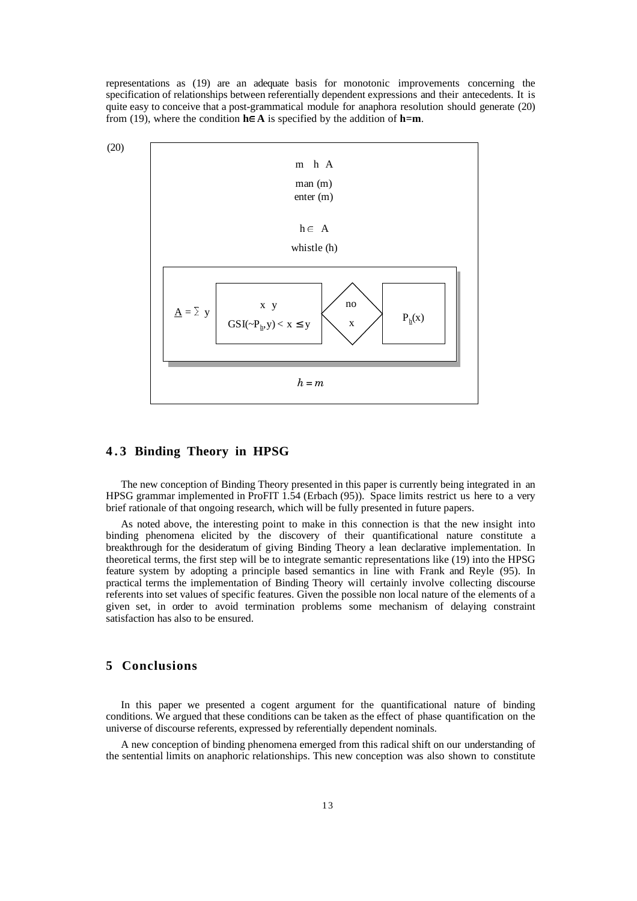representations as (19) are an adequate basis for monotonic improvements concerning the specification of relationships between referentially dependent expressions and their antecedents. It is quite easy to conceive that a post-grammatical module for anaphora resolution should generate (20) from (19), where the condition **h∈A** is specified by the addition of **h=m**.

(20)

```
m   h  A

man (m)
enter (m)

h ∈ A

whistle (h)

A = Σ y  [ x  y                    ]  < no x >  [ P_h(x) ]
         [ GSI(~P_h, y) < x ≤ y    ]

h = m
```

## 4.3 Binding Theory in HPSG

The new conception of Binding Theory presented in this paper is currently being integrated in an HPSG grammar implemented in ProFIT 1.54 (Erbach (95)). Space limits restrict us here to a very brief rationale of that ongoing research, which will be fully presented in future papers.

As noted above, the interesting point to make in this connection is that the new insight into binding phenomena elicited by the discovery of their quantificational nature constitute a breakthrough for the desideratum of giving Binding Theory a lean declarative implementation. In theoretical terms, the first step will be to integrate semantic representations like (19) into the HPSG feature system by adopting a principle based semantics in line with Frank and Reyle (95). In practical terms the implementation of Binding Theory will certainly involve collecting discourse referents into set values of specific features. Given the possible non local nature of the elements of a given set, in order to avoid termination problems some mechanism of delaying constraint satisfaction has also to be ensured.

## 5 Conclusions

In this paper we presented a cogent argument for the quantificational nature of binding conditions. We argued that these conditions can be taken as the effect of phase quantification on the universe of discourse referents, expressed by referentially dependent nominals.

A new conception of binding phenomena emerged from this radical shift on our understanding of the sentential limits on anaphoric relationships. This new conception was also shown to constitute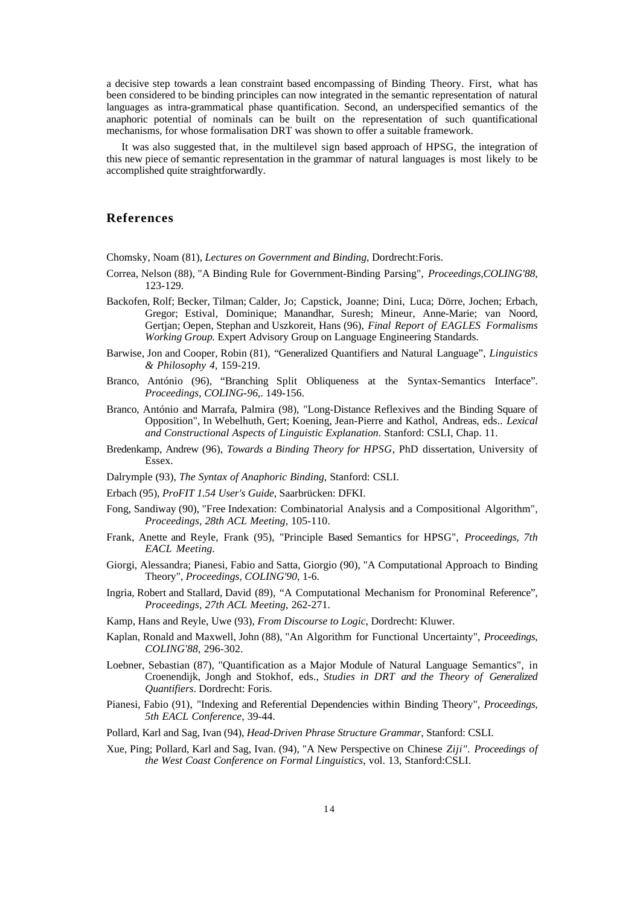a decisive step towards a lean constraint based encompassing of Binding Theory. First, what has been considered to be binding principles can now integrated in the semantic representation of natural languages as intra-grammatical phase quantification. Second, an underspecified semantics of the anaphoric potential of nominals can be built on the representation of such quantificational mechanisms, for whose formalisation DRT was shown to offer a suitable framework.

It was also suggested that, in the multilevel sign based approach of HPSG, the integration of this new piece of semantic representation in the grammar of natural languages is most likely to be accomplished quite straightforwardly.

## References

Chomsky, Noam (81), *Lectures on Government and Binding*, Dordrecht:Foris.

Correa, Nelson (88), "A Binding Rule for Government-Binding Parsing", *Proceedings,COLING'88*, 123-129.

Backofen, Rolf; Becker, Tilman; Calder, Jo; Capstick, Joanne; Dini, Luca; Dörre, Jochen; Erbach, Gregor; Estival, Dominique; Manandhar, Suresh; Mineur, Anne-Marie; van Noord, Gertjan; Oepen, Stephan and Uszkoreit, Hans (96), *Final Report of EAGLES Formalisms Working Group.* Expert Advisory Group on Language Engineering Standards.

Barwise, Jon and Cooper, Robin (81), "Generalized Quantifiers and Natural Language", *Linguistics & Philosophy 4*, 159-219.

Branco, António (96), "Branching Split Obliqueness at the Syntax-Semantics Interface". *Proceedings, COLING-96,*. 149-156.

Branco, António and Marrafa, Palmira (98), "Long-Distance Reflexives and the Binding Square of Opposition", In Webelhuth, Gert; Koening, Jean-Pierre and Kathol, Andreas, eds.. *Lexical and Constructional Aspects of Linguistic Explanation*. Stanford: CSLI, Chap. 11.

Bredenkamp, Andrew (96), *Towards a Binding Theory for HPSG*, PhD dissertation, University of Essex.

Dalrymple (93), *The Syntax of Anaphoric Binding*, Stanford: CSLI.

Erbach (95), *ProFIT 1.54 User's Guide*, Saarbrücken: DFKI.

Fong, Sandiway (90), "Free Indexation: Combinatorial Analysis and a Compositional Algorithm", *Proceedings, 28th ACL Meeting*, 105-110.

Frank, Anette and Reyle, Frank (95), "Principle Based Semantics for HPSG", *Proceedings, 7th EACL Meeting*.

Giorgi, Alessandra; Pianesi, Fabio and Satta, Giorgio (90), "A Computational Approach to Binding Theory", *Proceedings, COLING'90*, 1-6.

Ingria, Robert and Stallard, David (89), "A Computational Mechanism for Pronominal Reference", *Proceedings, 27th ACL Meeting*, 262-271.

Kamp, Hans and Reyle, Uwe (93), *From Discourse to Logic*, Dordrecht: Kluwer.

Kaplan, Ronald and Maxwell, John (88), "An Algorithm for Functional Uncertainty", *Proceedings, COLING'88*, 296-302.

Loebner, Sebastian (87), "Quantification as a Major Module of Natural Language Semantics", in Croenendijk, Jongh and Stokhof, eds., *Studies in DRT and the Theory of Generalized Quantifiers*. Dordrecht: Foris.

Pianesi, Fabio (91), "Indexing and Referential Dependencies within Binding Theory", *Proceedings, 5th EACL Conference*, 39-44.

Pollard, Karl and Sag, Ivan (94), *Head-Driven Phrase Structure Grammar*, Stanford: CSLI.

Xue, Ping; Pollard, Karl and Sag, Ivan. (94), "A New Perspective on Chinese *Ziji"*. *Proceedings of the West Coast Conference on Formal Linguistics*, vol. 13, Stanford:CSLI.